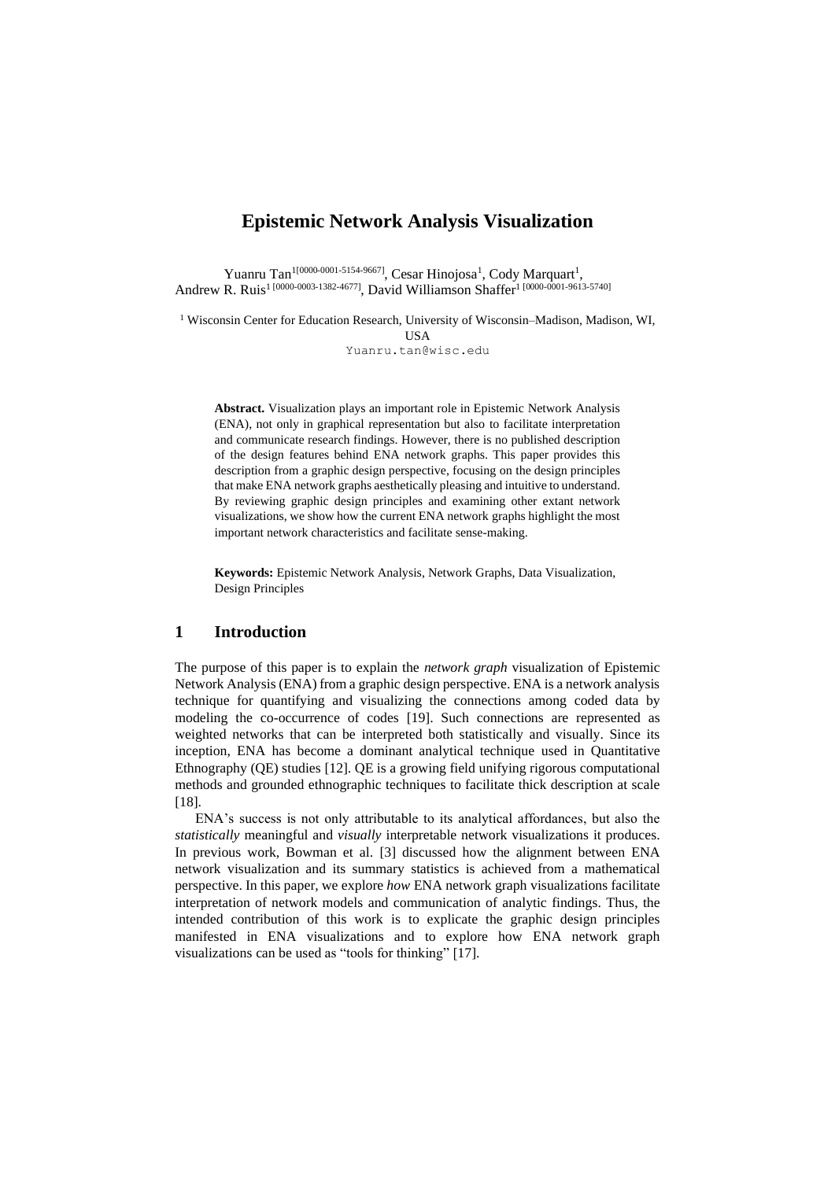# Epistemic Network Analysis Visualization

Yuanru Tan[1][0000-0001-5154-9667], Cesar Hinojosa[1], Cody Marquart[1], Andrew R. Ruis[1] [0000-0003-1382-4677], David Williamson Shaffer[1] [0000-0001-9613-5740]

[1] Wisconsin Center for Education Research, University of Wisconsin–Madison, Madison, WI, USA
Yuanru.tan@wisc.edu

**Abstract.** Visualization plays an important role in Epistemic Network Analysis (ENA), not only in graphical representation but also to facilitate interpretation and communicate research findings. However, there is no published description of the design features behind ENA network graphs. This paper provides this description from a graphic design perspective, focusing on the design principles that make ENA network graphs aesthetically pleasing and intuitive to understand. By reviewing graphic design principles and examining other extant network visualizations, we show how the current ENA network graphs highlight the most important network characteristics and facilitate sense-making.

**Keywords:** Epistemic Network Analysis, Network Graphs, Data Visualization, Design Principles

## 1 Introduction

The purpose of this paper is to explain the *network graph* visualization of Epistemic Network Analysis (ENA) from a graphic design perspective. ENA is a network analysis technique for quantifying and visualizing the connections among coded data by modeling the co-occurrence of codes [19]. Such connections are represented as weighted networks that can be interpreted both statistically and visually. Since its inception, ENA has become a dominant analytical technique used in Quantitative Ethnography (QE) studies [12]. QE is a growing field unifying rigorous computational methods and grounded ethnographic techniques to facilitate thick description at scale [18].

ENA's success is not only attributable to its analytical affordances, but also the *statistically* meaningful and *visually* interpretable network visualizations it produces. In previous work, Bowman et al. [3] discussed how the alignment between ENA network visualization and its summary statistics is achieved from a mathematical perspective. In this paper, we explore *how* ENA network graph visualizations facilitate interpretation of network models and communication of analytic findings. Thus, the intended contribution of this work is to explicate the graphic design principles manifested in ENA visualizations and to explore how ENA network graph visualizations can be used as "tools for thinking" [17].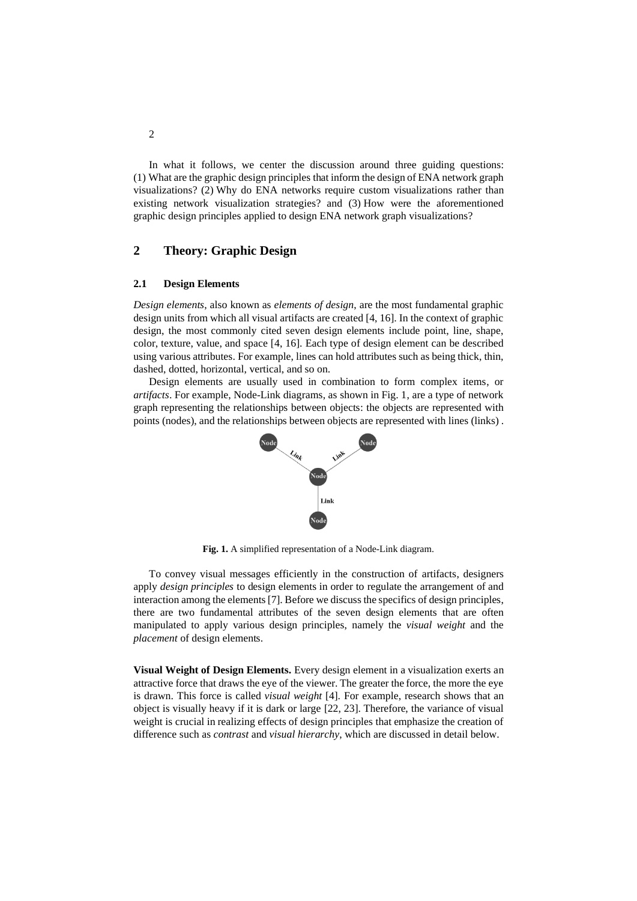In what it follows, we center the discussion around three guiding questions: (1) What are the graphic design principles that inform the design of ENA network graph visualizations? (2) Why do ENA networks require custom visualizations rather than existing network visualization strategies? and (3) How were the aforementioned graphic design principles applied to design ENA network graph visualizations?

## 2 Theory: Graphic Design

### 2.1 Design Elements

*Design elements*, also known as *elements of design*, are the most fundamental graphic design units from which all visual artifacts are created [4, 16]. In the context of graphic design, the most commonly cited seven design elements include point, line, shape, color, texture, value, and space [4, 16]. Each type of design element can be described using various attributes. For example, lines can hold attributes such as being thick, thin, dashed, dotted, horizontal, vertical, and so on.

Design elements are usually used in combination to form complex items, or *artifacts*. For example, Node-Link diagrams, as shown in Fig. 1, are a type of network graph representing the relationships between objects: the objects are represented with points (nodes), and the relationships between objects are represented with lines (links) .

**Fig. 1.** A simplified representation of a Node-Link diagram.

To convey visual messages efficiently in the construction of artifacts, designers apply *design principles* to design elements in order to regulate the arrangement of and interaction among the elements [7]. Before we discuss the specifics of design principles, there are two fundamental attributes of the seven design elements that are often manipulated to apply various design principles, namely the *visual weight* and the *placement* of design elements.

**Visual Weight of Design Elements.** Every design element in a visualization exerts an attractive force that draws the eye of the viewer. The greater the force, the more the eye is drawn. This force is called *visual weight* [4]. For example, research shows that an object is visually heavy if it is dark or large [22, 23]. Therefore, the variance of visual weight is crucial in realizing effects of design principles that emphasize the creation of difference such as *contrast* and *visual hierarchy*, which are discussed in detail below.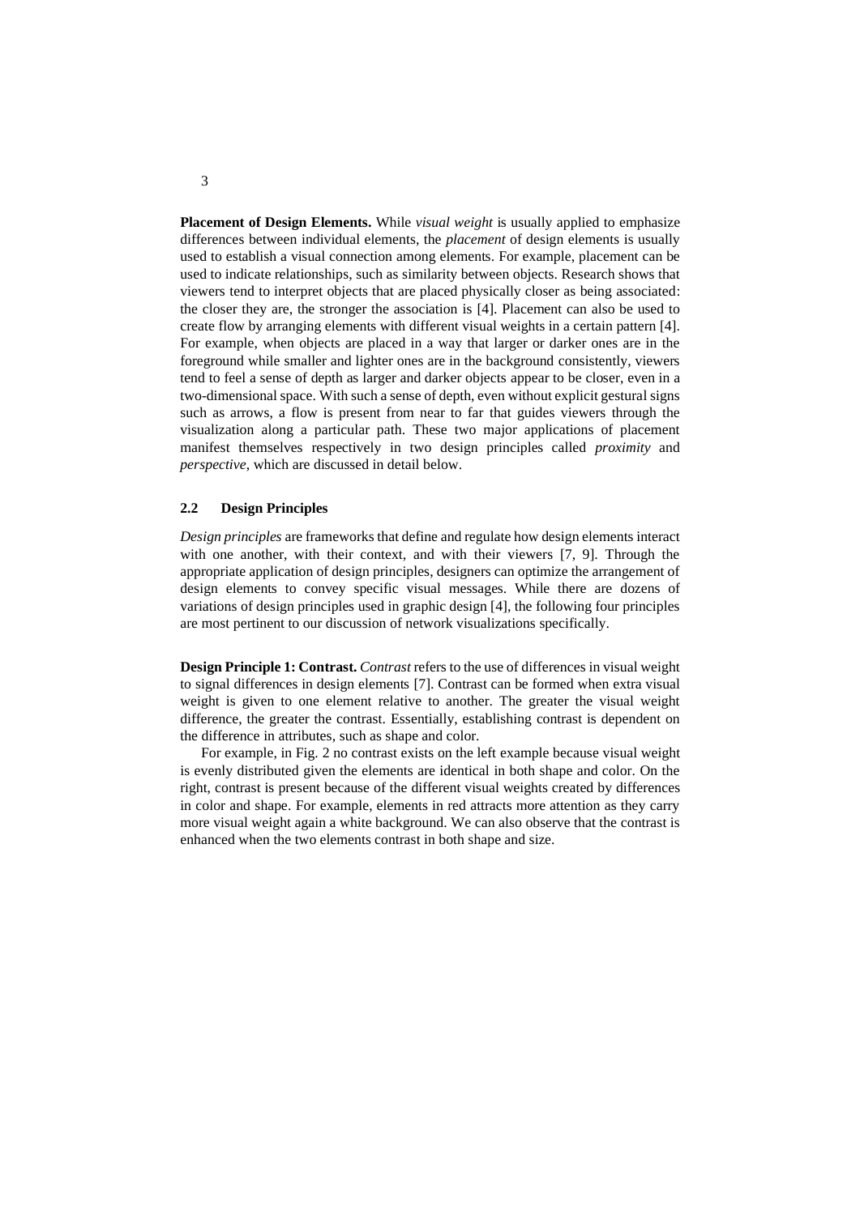**Placement of Design Elements.** While *visual weight* is usually applied to emphasize differences between individual elements, the *placement* of design elements is usually used to establish a visual connection among elements. For example, placement can be used to indicate relationships, such as similarity between objects. Research shows that viewers tend to interpret objects that are placed physically closer as being associated: the closer they are, the stronger the association is [4]. Placement can also be used to create flow by arranging elements with different visual weights in a certain pattern [4]. For example, when objects are placed in a way that larger or darker ones are in the foreground while smaller and lighter ones are in the background consistently, viewers tend to feel a sense of depth as larger and darker objects appear to be closer, even in a two-dimensional space. With such a sense of depth, even without explicit gestural signs such as arrows, a flow is present from near to far that guides viewers through the visualization along a particular path. These two major applications of placement manifest themselves respectively in two design principles called *proximity* and *perspective*, which are discussed in detail below.

### 2.2 Design Principles

*Design principles* are frameworks that define and regulate how design elements interact with one another, with their context, and with their viewers [7, 9]. Through the appropriate application of design principles, designers can optimize the arrangement of design elements to convey specific visual messages. While there are dozens of variations of design principles used in graphic design [4], the following four principles are most pertinent to our discussion of network visualizations specifically.

**Design Principle 1: Contrast.** *Contrast* refers to the use of differences in visual weight to signal differences in design elements [7]. Contrast can be formed when extra visual weight is given to one element relative to another. The greater the visual weight difference, the greater the contrast. Essentially, establishing contrast is dependent on the difference in attributes, such as shape and color.

For example, in Fig. 2 no contrast exists on the left example because visual weight is evenly distributed given the elements are identical in both shape and color. On the right, contrast is present because of the different visual weights created by differences in color and shape. For example, elements in red attracts more attention as they carry more visual weight again a white background. We can also observe that the contrast is enhanced when the two elements contrast in both shape and size.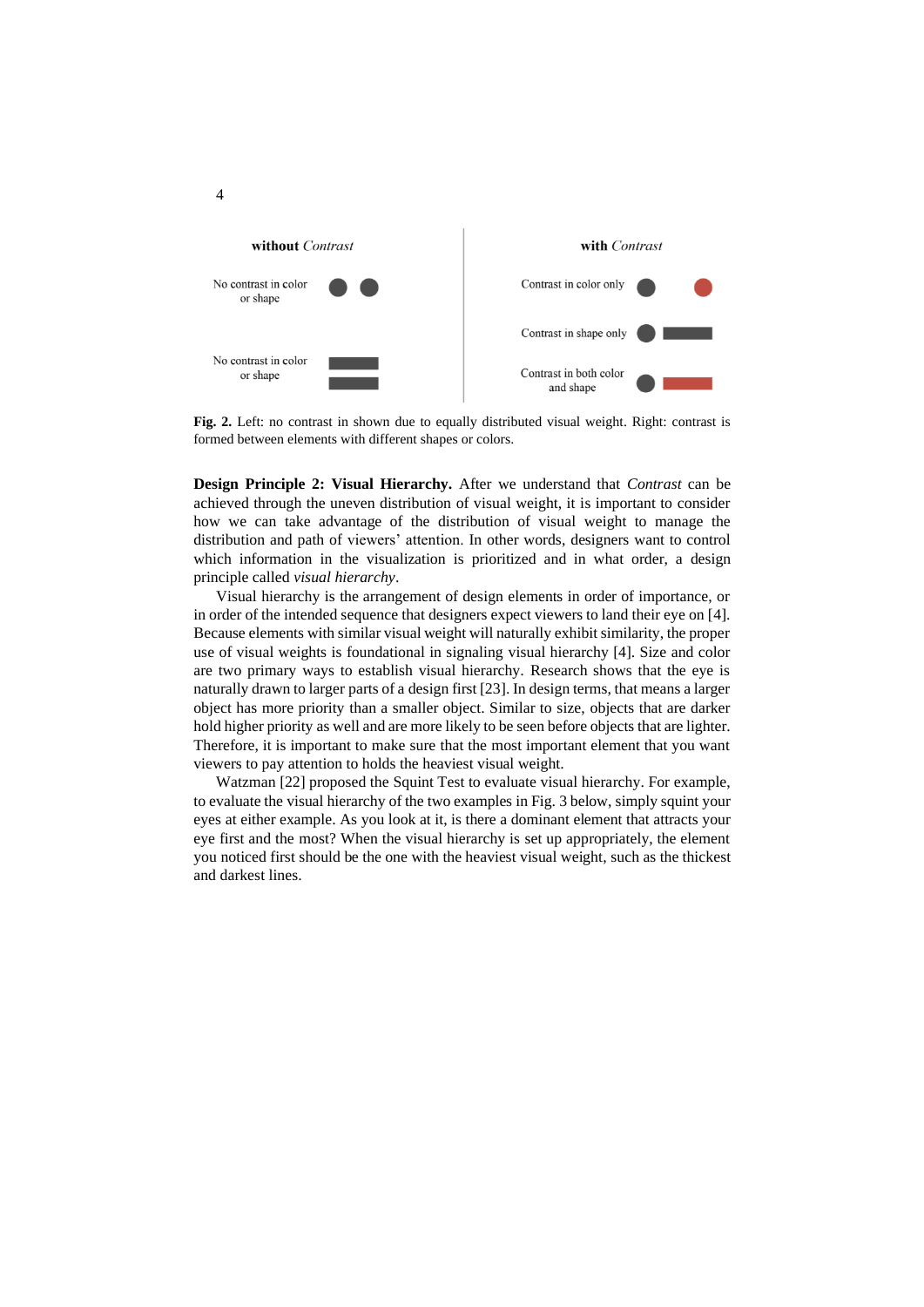**without** *Contrast*

No contrast in color or shape

No contrast in color or shape

**with** *Contrast*

Contrast in color only

Contrast in shape only

Contrast in both color and shape

**Fig. 2.** Left: no contrast in shown due to equally distributed visual weight. Right: contrast is formed between elements with different shapes or colors.

**Design Principle 2: Visual Hierarchy.** After we understand that *Contrast* can be achieved through the uneven distribution of visual weight, it is important to consider how we can take advantage of the distribution of visual weight to manage the distribution and path of viewers' attention. In other words, designers want to control which information in the visualization is prioritized and in what order, a design principle called *visual hierarchy*.

Visual hierarchy is the arrangement of design elements in order of importance, or in order of the intended sequence that designers expect viewers to land their eye on [4]. Because elements with similar visual weight will naturally exhibit similarity, the proper use of visual weights is foundational in signaling visual hierarchy [4]. Size and color are two primary ways to establish visual hierarchy. Research shows that the eye is naturally drawn to larger parts of a design first [23]. In design terms, that means a larger object has more priority than a smaller object. Similar to size, objects that are darker hold higher priority as well and are more likely to be seen before objects that are lighter. Therefore, it is important to make sure that the most important element that you want viewers to pay attention to holds the heaviest visual weight.

Watzman [22] proposed the Squint Test to evaluate visual hierarchy. For example, to evaluate the visual hierarchy of the two examples in Fig. 3 below, simply squint your eyes at either example. As you look at it, is there a dominant element that attracts your eye first and the most? When the visual hierarchy is set up appropriately, the element you noticed first should be the one with the heaviest visual weight, such as the thickest and darkest lines.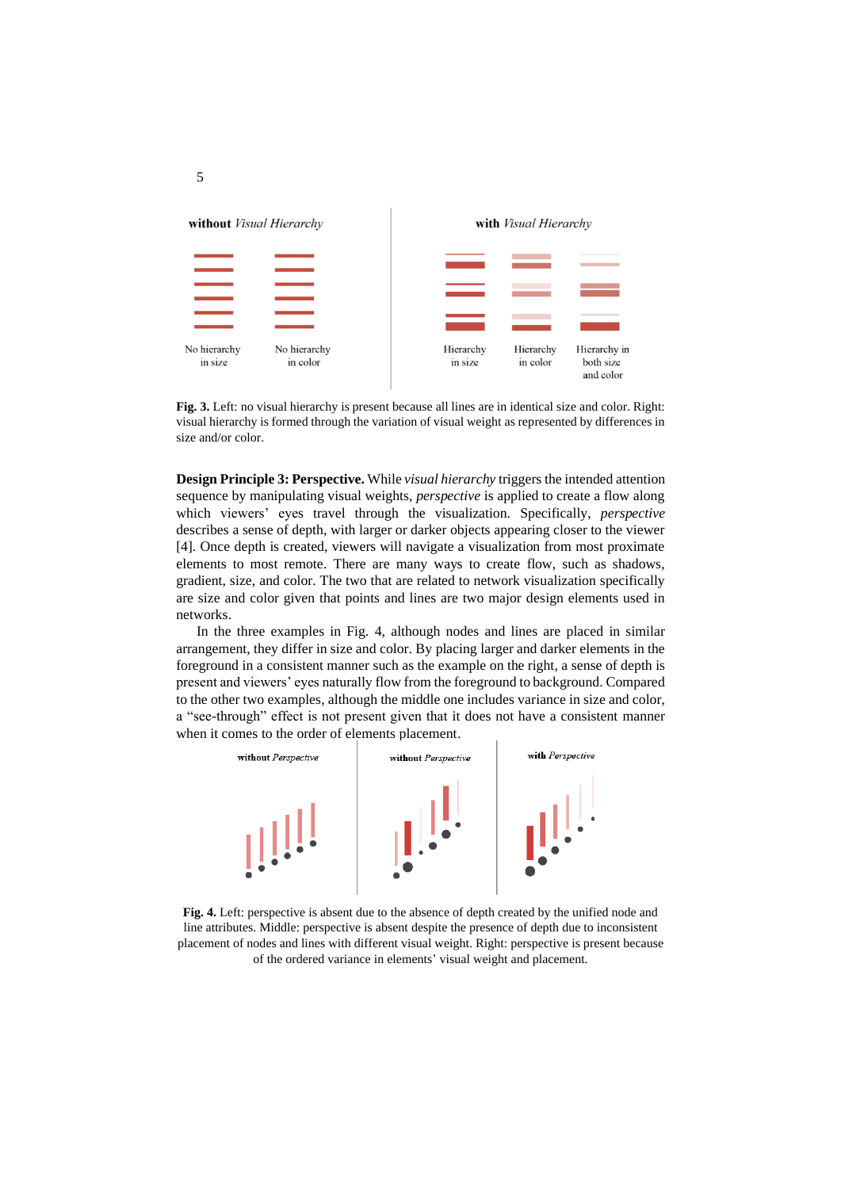**Fig. 3.** Left: no visual hierarchy is present because all lines are in identical size and color. Right: visual hierarchy is formed through the variation of visual weight as represented by differences in size and/or color.

**Design Principle 3: Perspective.** While *visual hierarchy* triggers the intended attention sequence by manipulating visual weights, *perspective* is applied to create a flow along which viewers' eyes travel through the visualization. Specifically, *perspective* describes a sense of depth, with larger or darker objects appearing closer to the viewer [4]. Once depth is created, viewers will navigate a visualization from most proximate elements to most remote. There are many ways to create flow, such as shadows, gradient, size, and color. The two that are related to network visualization specifically are size and color given that points and lines are two major design elements used in networks.

In the three examples in Fig. 4, although nodes and lines are placed in similar arrangement, they differ in size and color. By placing larger and darker elements in the foreground in a consistent manner such as the example on the right, a sense of depth is present and viewers' eyes naturally flow from the foreground to background. Compared to the other two examples, although the middle one includes variance in size and color, a "see-through" effect is not present given that it does not have a consistent manner when it comes to the order of elements placement.

**Fig. 4.** Left: perspective is absent due to the absence of depth created by the unified node and line attributes. Middle: perspective is absent despite the presence of depth due to inconsistent placement of nodes and lines with different visual weight. Right: perspective is present because of the ordered variance in elements' visual weight and placement.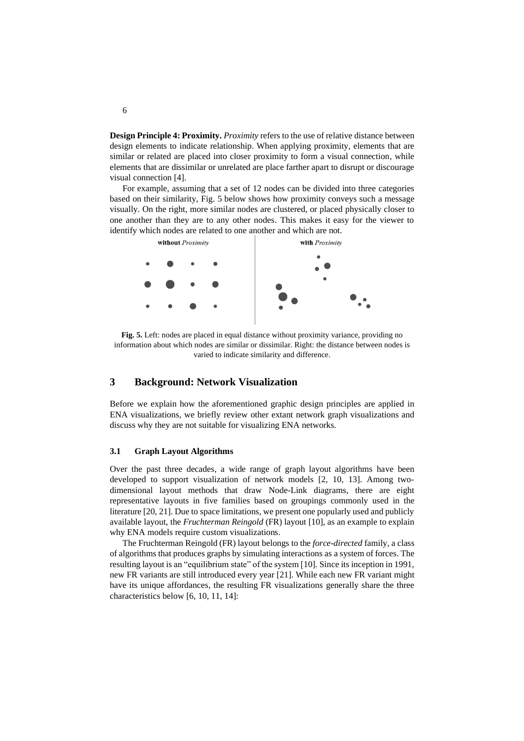**Design Principle 4: Proximity.** *Proximity* refers to the use of relative distance between design elements to indicate relationship. When applying proximity, elements that are similar or related are placed into closer proximity to form a visual connection, while elements that are dissimilar or unrelated are place farther apart to disrupt or discourage visual connection [4].

For example, assuming that a set of 12 nodes can be divided into three categories based on their similarity, Fig. 5 below shows how proximity conveys such a message visually. On the right, more similar nodes are clustered, or placed physically closer to one another than they are to any other nodes. This makes it easy for the viewer to identify which nodes are related to one another and which are not.

**Fig. 5.** Left: nodes are placed in equal distance without proximity variance, providing no information about which nodes are similar or dissimilar. Right: the distance between nodes is varied to indicate similarity and difference.

## 3 Background: Network Visualization

Before we explain how the aforementioned graphic design principles are applied in ENA visualizations, we briefly review other extant network graph visualizations and discuss why they are not suitable for visualizing ENA networks.

### 3.1 Graph Layout Algorithms

Over the past three decades, a wide range of graph layout algorithms have been developed to support visualization of network models [2, 10, 13]. Among two-dimensional layout methods that draw Node-Link diagrams, there are eight representative layouts in five families based on groupings commonly used in the literature [20, 21]. Due to space limitations, we present one popularly used and publicly available layout, the *Fruchterman Reingold* (FR) layout [10], as an example to explain why ENA models require custom visualizations.

The Fruchterman Reingold (FR) layout belongs to the *force-directed* family, a class of algorithms that produces graphs by simulating interactions as a system of forces. The resulting layout is an "equilibrium state" of the system [10]. Since its inception in 1991, new FR variants are still introduced every year [21]. While each new FR variant might have its unique affordances, the resulting FR visualizations generally share the three characteristics below [6, 10, 11, 14]: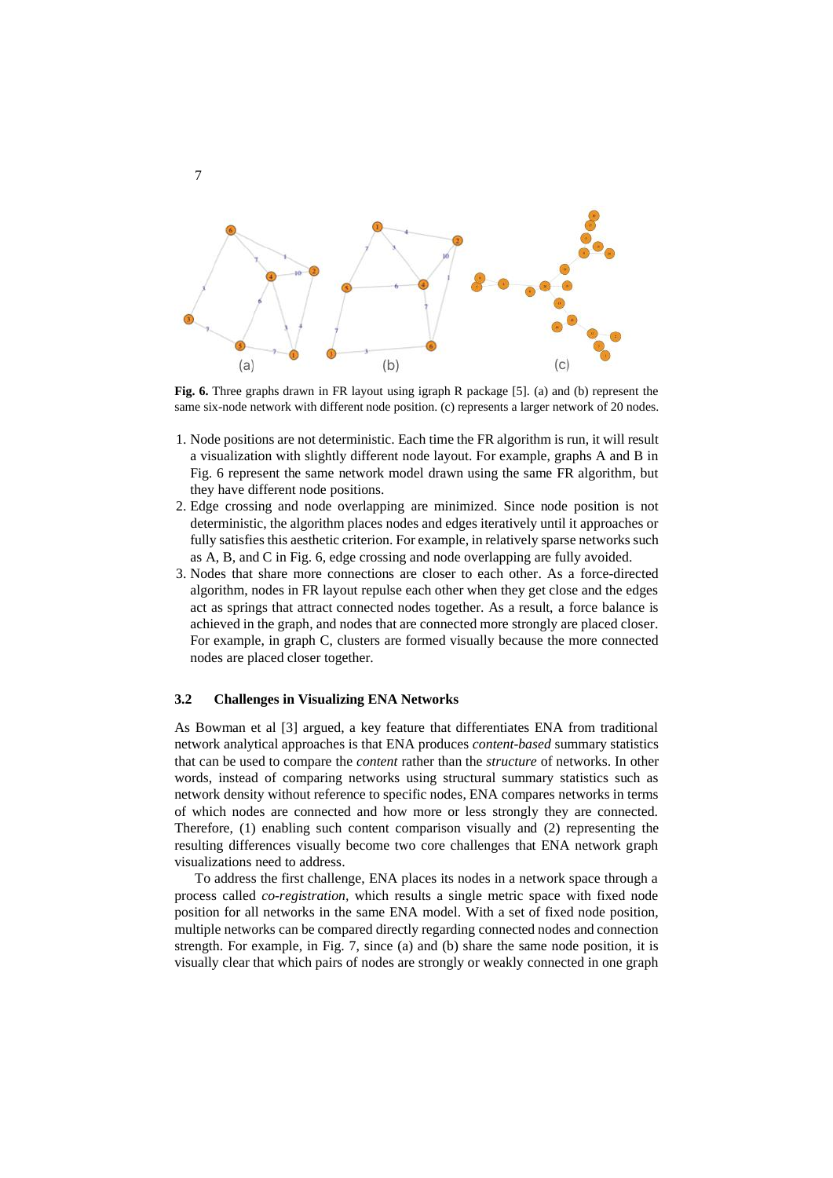**Fig. 6.** Three graphs drawn in FR layout using igraph R package [5]. (a) and (b) represent the same six-node network with different node position. (c) represents a larger network of 20 nodes.

1. Node positions are not deterministic. Each time the FR algorithm is run, it will result a visualization with slightly different node layout. For example, graphs A and B in Fig. 6 represent the same network model drawn using the same FR algorithm, but they have different node positions.
2. Edge crossing and node overlapping are minimized. Since node position is not deterministic, the algorithm places nodes and edges iteratively until it approaches or fully satisfies this aesthetic criterion. For example, in relatively sparse networks such as A, B, and C in Fig. 6, edge crossing and node overlapping are fully avoided.
3. Nodes that share more connections are closer to each other. As a force-directed algorithm, nodes in FR layout repulse each other when they get close and the edges act as springs that attract connected nodes together. As a result, a force balance is achieved in the graph, and nodes that are connected more strongly are placed closer. For example, in graph C, clusters are formed visually because the more connected nodes are placed closer together.

### 3.2 Challenges in Visualizing ENA Networks

As Bowman et al [3] argued, a key feature that differentiates ENA from traditional network analytical approaches is that ENA produces *content-based* summary statistics that can be used to compare the *content* rather than the *structure* of networks. In other words, instead of comparing networks using structural summary statistics such as network density without reference to specific nodes, ENA compares networks in terms of which nodes are connected and how more or less strongly they are connected. Therefore, (1) enabling such content comparison visually and (2) representing the resulting differences visually become two core challenges that ENA network graph visualizations need to address.

To address the first challenge, ENA places its nodes in a network space through a process called *co-registration,* which results a single metric space with fixed node position for all networks in the same ENA model. With a set of fixed node position, multiple networks can be compared directly regarding connected nodes and connection strength. For example, in Fig. 7, since (a) and (b) share the same node position, it is visually clear that which pairs of nodes are strongly or weakly connected in one graph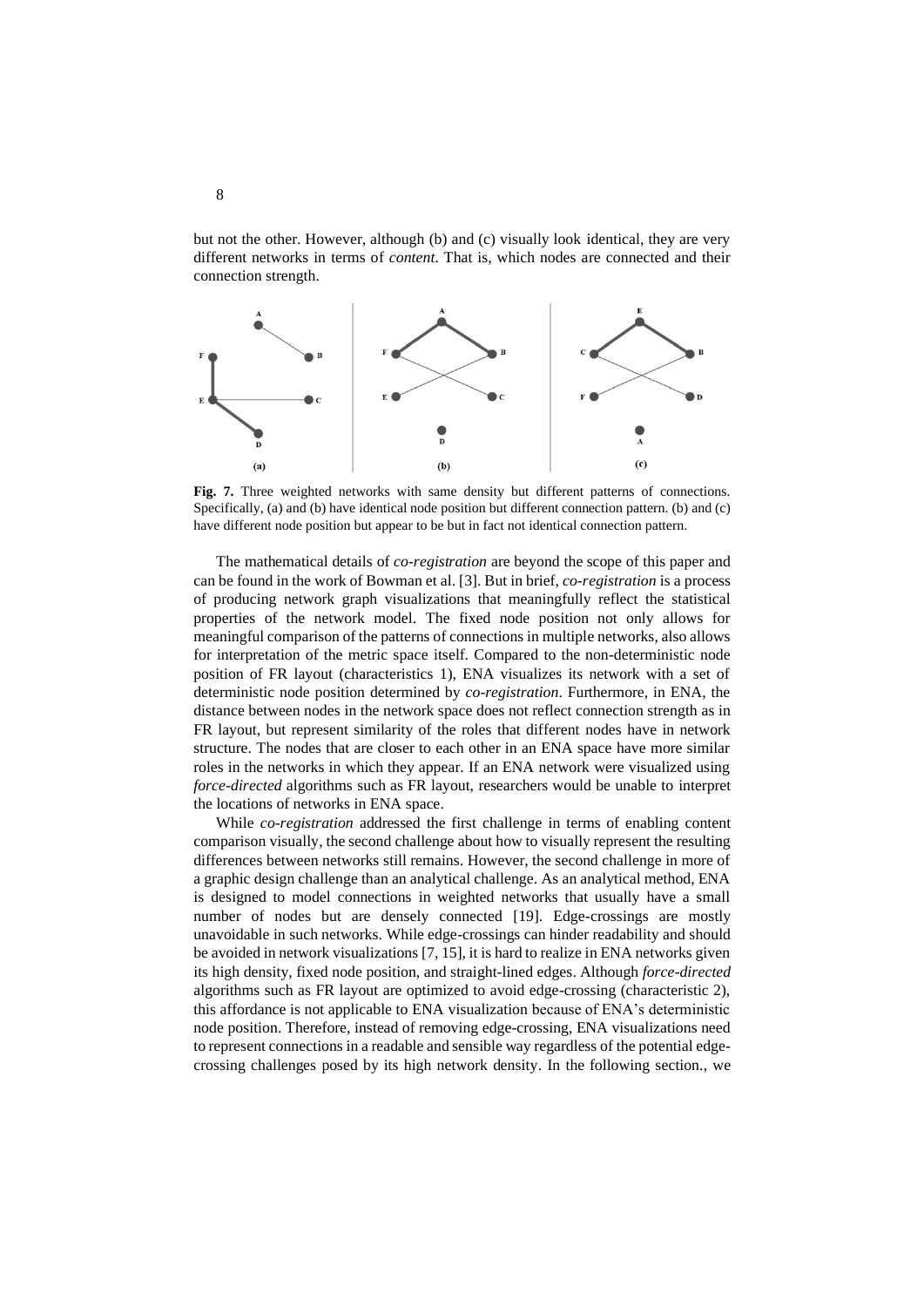but not the other. However, although (b) and (c) visually look identical, they are very different networks in terms of *content*. That is, which nodes are connected and their connection strength.

A
B
F
E
C
D
(a)

A
F
B
E
C
D
(b)

E
C
B
F
D
A
(c)

**Fig. 7.** Three weighted networks with same density but different patterns of connections. Specifically, (a) and (b) have identical node position but different connection pattern. (b) and (c) have different node position but appear to be but in fact not identical connection pattern.

The mathematical details of *co-registration* are beyond the scope of this paper and can be found in the work of Bowman et al. [3]. But in brief, *co-registration* is a process of producing network graph visualizations that meaningfully reflect the statistical properties of the network model. The fixed node position not only allows for meaningful comparison of the patterns of connections in multiple networks, also allows for interpretation of the metric space itself. Compared to the non-deterministic node position of FR layout (characteristics 1), ENA visualizes its network with a set of deterministic node position determined by *co-registration*. Furthermore, in ENA, the distance between nodes in the network space does not reflect connection strength as in FR layout, but represent similarity of the roles that different nodes have in network structure. The nodes that are closer to each other in an ENA space have more similar roles in the networks in which they appear. If an ENA network were visualized using *force-directed* algorithms such as FR layout, researchers would be unable to interpret the locations of networks in ENA space.

While *co-registration* addressed the first challenge in terms of enabling content comparison visually, the second challenge about how to visually represent the resulting differences between networks still remains. However, the second challenge in more of a graphic design challenge than an analytical challenge. As an analytical method, ENA is designed to model connections in weighted networks that usually have a small number of nodes but are densely connected [19]. Edge-crossings are mostly unavoidable in such networks. While edge-crossings can hinder readability and should be avoided in network visualizations [7, 15], it is hard to realize in ENA networks given its high density, fixed node position, and straight-lined edges. Although *force-directed* algorithms such as FR layout are optimized to avoid edge-crossing (characteristic 2), this affordance is not applicable to ENA visualization because of ENA's deterministic node position. Therefore, instead of removing edge-crossing, ENA visualizations need to represent connections in a readable and sensible way regardless of the potential edge-crossing challenges posed by its high network density. In the following section., we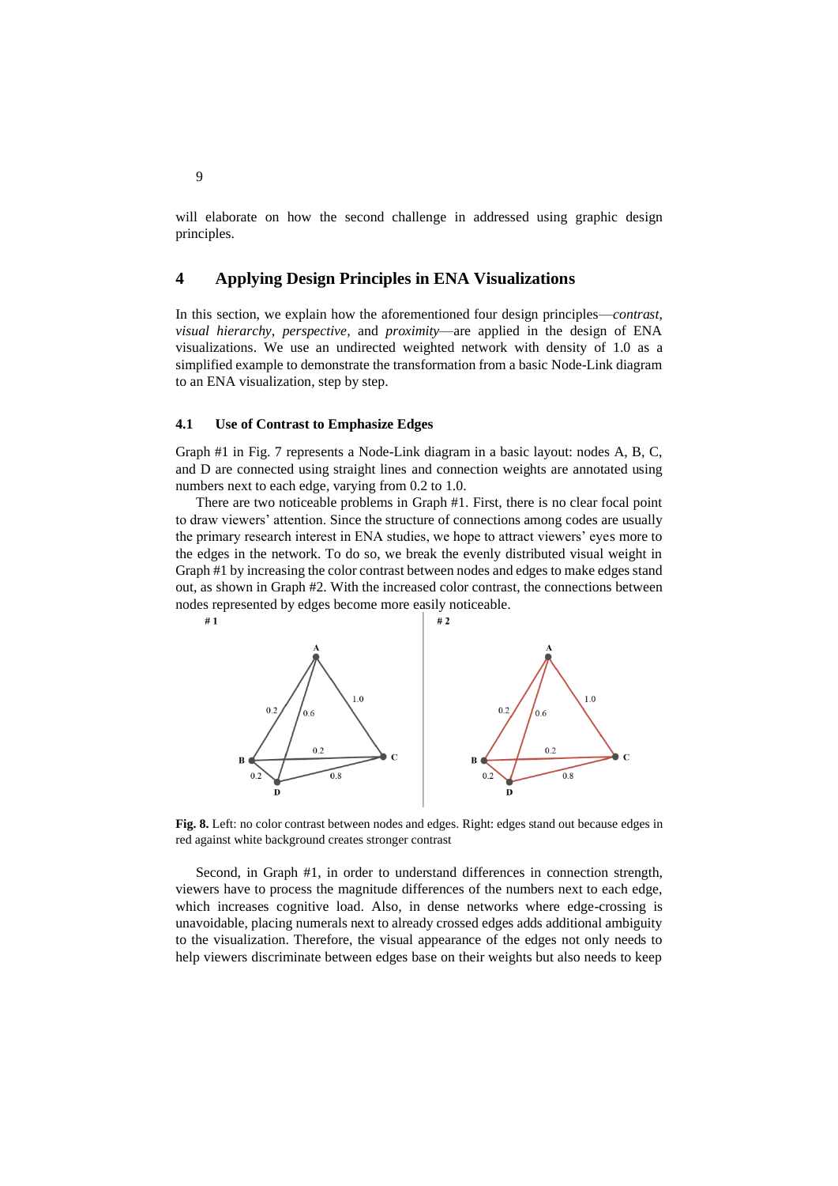will elaborate on how the second challenge in addressed using graphic design principles.

## 4 Applying Design Principles in ENA Visualizations

In this section, we explain how the aforementioned four design principles—*contrast, visual hierarchy*, *perspective*, and *proximity*—are applied in the design of ENA visualizations. We use an undirected weighted network with density of 1.0 as a simplified example to demonstrate the transformation from a basic Node-Link diagram to an ENA visualization, step by step.

### 4.1 Use of Contrast to Emphasize Edges

Graph #1 in Fig. 7 represents a Node-Link diagram in a basic layout: nodes A, B, C, and D are connected using straight lines and connection weights are annotated using numbers next to each edge, varying from 0.2 to 1.0.

There are two noticeable problems in Graph #1. First, there is no clear focal point to draw viewers' attention. Since the structure of connections among codes are usually the primary research interest in ENA studies, we hope to attract viewers' eyes more to the edges in the network. To do so, we break the evenly distributed visual weight in Graph #1 by increasing the color contrast between nodes and edges to make edges stand out, as shown in Graph #2. With the increased color contrast, the connections between nodes represented by edges become more easily noticeable.

**Fig. 8.** Left: no color contrast between nodes and edges. Right: edges stand out because edges in red against white background creates stronger contrast

Second, in Graph #1, in order to understand differences in connection strength, viewers have to process the magnitude differences of the numbers next to each edge, which increases cognitive load. Also, in dense networks where edge-crossing is unavoidable, placing numerals next to already crossed edges adds additional ambiguity to the visualization. Therefore, the visual appearance of the edges not only needs to help viewers discriminate between edges base on their weights but also needs to keep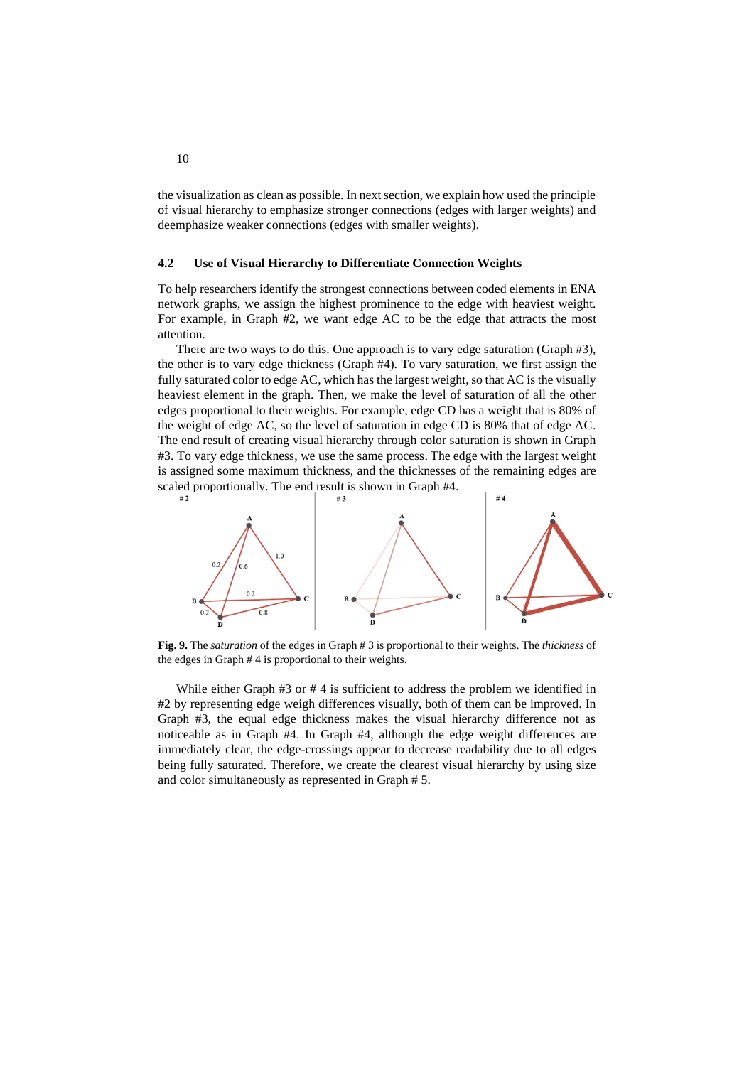the visualization as clean as possible. In next section, we explain how used the principle of visual hierarchy to emphasize stronger connections (edges with larger weights) and deemphasize weaker connections (edges with smaller weights).

### 4.2 Use of Visual Hierarchy to Differentiate Connection Weights

To help researchers identify the strongest connections between coded elements in ENA network graphs, we assign the highest prominence to the edge with heaviest weight. For example, in Graph #2, we want edge AC to be the edge that attracts the most attention.

There are two ways to do this. One approach is to vary edge saturation (Graph #3), the other is to vary edge thickness (Graph #4). To vary saturation, we first assign the fully saturated color to edge AC, which has the largest weight, so that AC is the visually heaviest element in the graph. Then, we make the level of saturation of all the other edges proportional to their weights. For example, edge CD has a weight that is 80% of the weight of edge AC, so the level of saturation in edge CD is 80% that of edge AC. The end result of creating visual hierarchy through color saturation is shown in Graph #3. To vary edge thickness, we use the same process. The edge with the largest weight is assigned some maximum thickness, and the thicknesses of the remaining edges are scaled proportionally. The end result is shown in Graph #4.

**Fig. 9.** The *saturation* of the edges in Graph # 3 is proportional to their weights. The *thickness* of the edges in Graph # 4 is proportional to their weights.

While either Graph #3 or # 4 is sufficient to address the problem we identified in #2 by representing edge weigh differences visually, both of them can be improved. In Graph #3, the equal edge thickness makes the visual hierarchy difference not as noticeable as in Graph #4. In Graph #4, although the edge weight differences are immediately clear, the edge-crossings appear to decrease readability due to all edges being fully saturated. Therefore, we create the clearest visual hierarchy by using size and color simultaneously as represented in Graph # 5.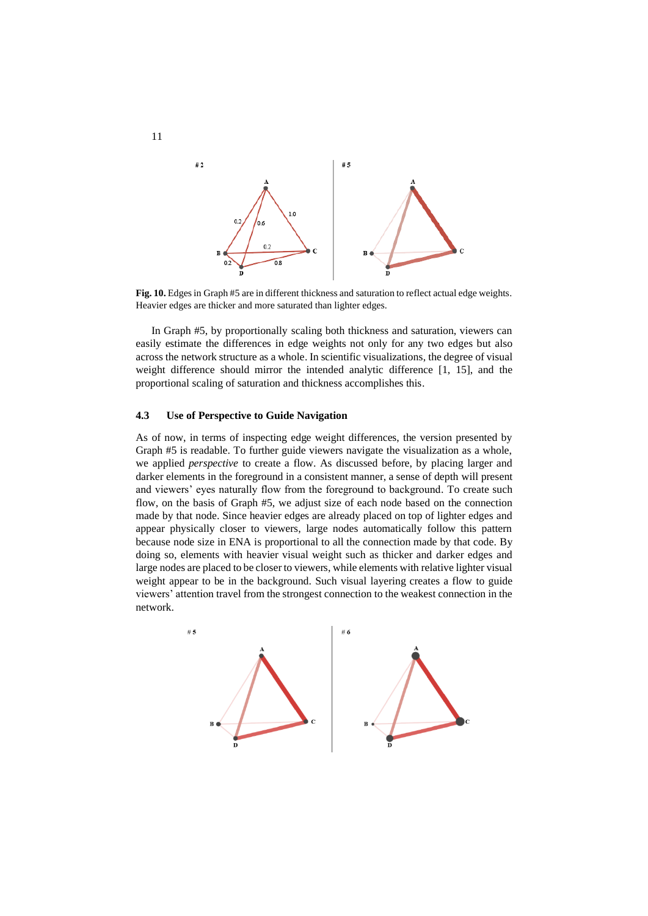**Fig. 10.** Edges in Graph #5 are in different thickness and saturation to reflect actual edge weights. Heavier edges are thicker and more saturated than lighter edges.

In Graph #5, by proportionally scaling both thickness and saturation, viewers can easily estimate the differences in edge weights not only for any two edges but also across the network structure as a whole. In scientific visualizations, the degree of visual weight difference should mirror the intended analytic difference [1, 15], and the proportional scaling of saturation and thickness accomplishes this.

### 4.3 Use of Perspective to Guide Navigation

As of now, in terms of inspecting edge weight differences, the version presented by Graph #5 is readable. To further guide viewers navigate the visualization as a whole, we applied *perspective* to create a flow. As discussed before, by placing larger and darker elements in the foreground in a consistent manner, a sense of depth will present and viewers' eyes naturally flow from the foreground to background. To create such flow, on the basis of Graph #5, we adjust size of each node based on the connection made by that node. Since heavier edges are already placed on top of lighter edges and appear physically closer to viewers, large nodes automatically follow this pattern because node size in ENA is proportional to all the connection made by that code. By doing so, elements with heavier visual weight such as thicker and darker edges and large nodes are placed to be closer to viewers, while elements with relative lighter visual weight appear to be in the background. Such visual layering creates a flow to guide viewers' attention travel from the strongest connection to the weakest connection in the network.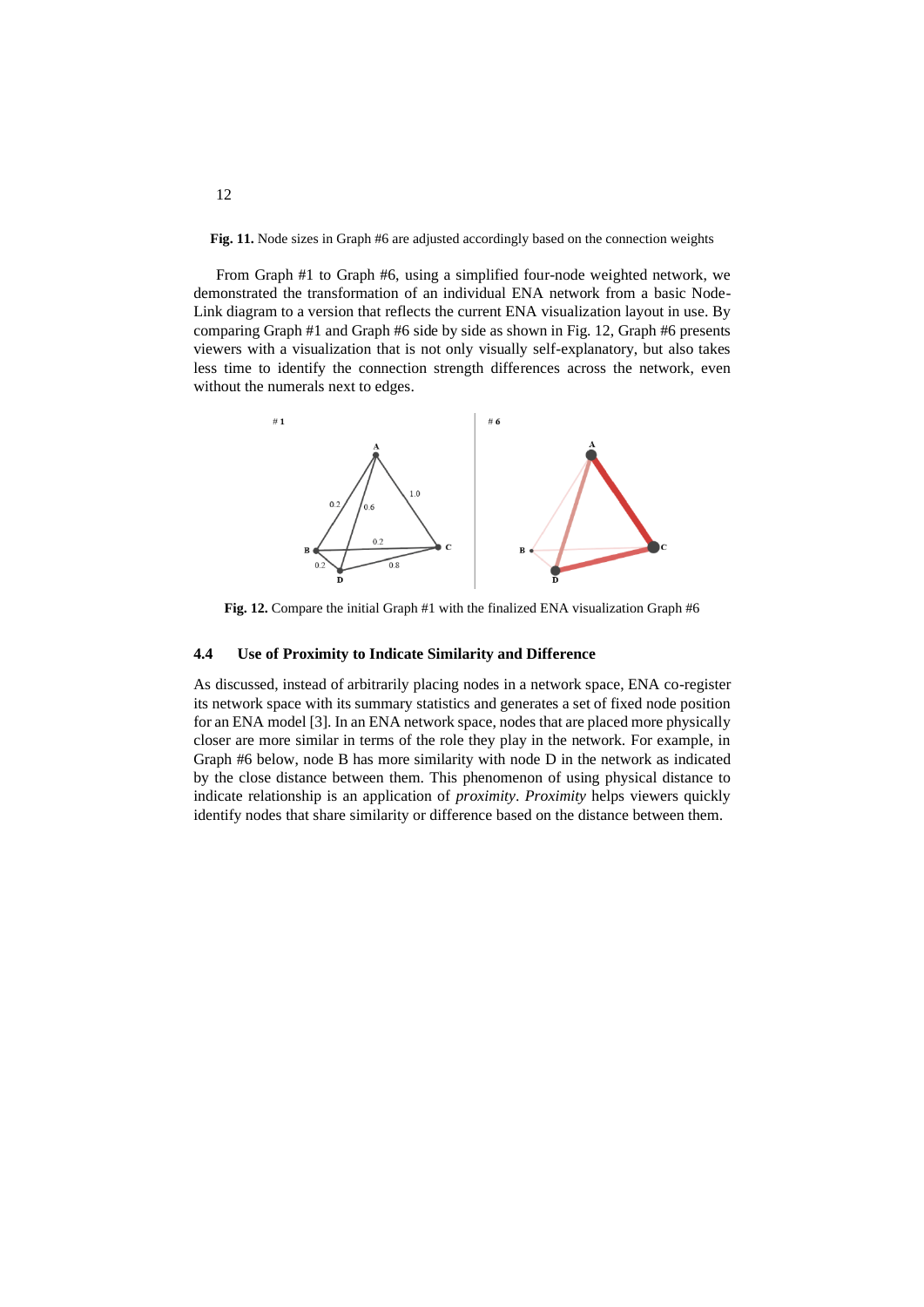**Fig. 11.** Node sizes in Graph #6 are adjusted accordingly based on the connection weights

From Graph #1 to Graph #6, using a simplified four-node weighted network, we demonstrated the transformation of an individual ENA network from a basic Node-Link diagram to a version that reflects the current ENA visualization layout in use. By comparing Graph #1 and Graph #6 side by side as shown in Fig. 12, Graph #6 presents viewers with a visualization that is not only visually self-explanatory, but also takes less time to identify the connection strength differences across the network, even without the numerals next to edges.

**Fig. 12.** Compare the initial Graph #1 with the finalized ENA visualization Graph #6

### 4.4 Use of Proximity to Indicate Similarity and Difference

As discussed, instead of arbitrarily placing nodes in a network space, ENA co-register its network space with its summary statistics and generates a set of fixed node position for an ENA model [3]. In an ENA network space, nodes that are placed more physically closer are more similar in terms of the role they play in the network. For example, in Graph #6 below, node B has more similarity with node D in the network as indicated by the close distance between them. This phenomenon of using physical distance to indicate relationship is an application of *proximity*. *Proximity* helps viewers quickly identify nodes that share similarity or difference based on the distance between them.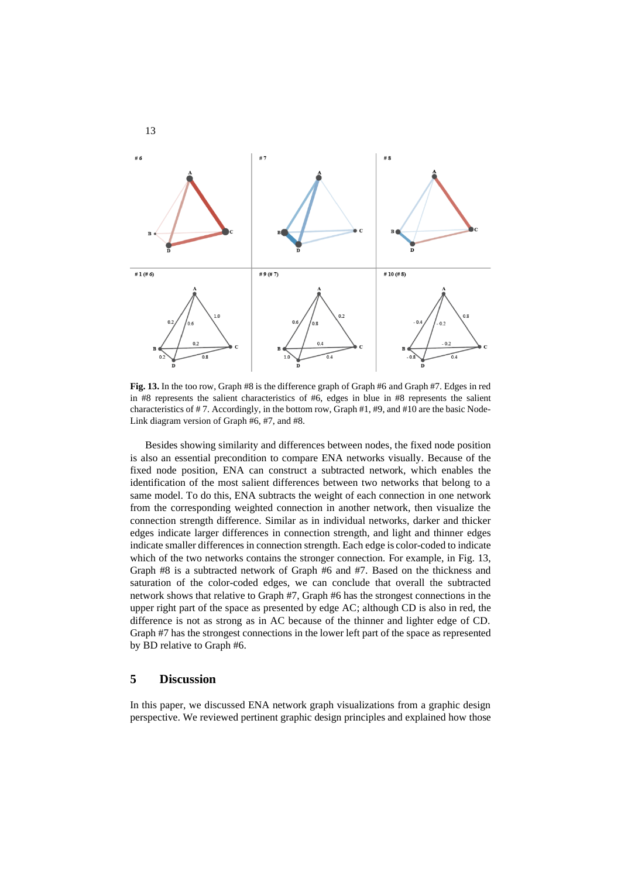**Fig. 13.** In the too row, Graph #8 is the difference graph of Graph #6 and Graph #7. Edges in red in #8 represents the salient characteristics of #6, edges in blue in #8 represents the salient characteristics of # 7. Accordingly, in the bottom row, Graph #1, #9, and #10 are the basic Node-Link diagram version of Graph #6, #7, and #8.

Besides showing similarity and differences between nodes, the fixed node position is also an essential precondition to compare ENA networks visually. Because of the fixed node position, ENA can construct a subtracted network, which enables the identification of the most salient differences between two networks that belong to a same model. To do this, ENA subtracts the weight of each connection in one network from the corresponding weighted connection in another network, then visualize the connection strength difference. Similar as in individual networks, darker and thicker edges indicate larger differences in connection strength, and light and thinner edges indicate smaller differences in connection strength. Each edge is color-coded to indicate which of the two networks contains the stronger connection. For example, in Fig. 13, Graph #8 is a subtracted network of Graph #6 and #7. Based on the thickness and saturation of the color-coded edges, we can conclude that overall the subtracted network shows that relative to Graph #7, Graph #6 has the strongest connections in the upper right part of the space as presented by edge AC; although CD is also in red, the difference is not as strong as in AC because of the thinner and lighter edge of CD. Graph #7 has the strongest connections in the lower left part of the space as represented by BD relative to Graph #6.

## 5 Discussion

In this paper, we discussed ENA network graph visualizations from a graphic design perspective. We reviewed pertinent graphic design principles and explained how those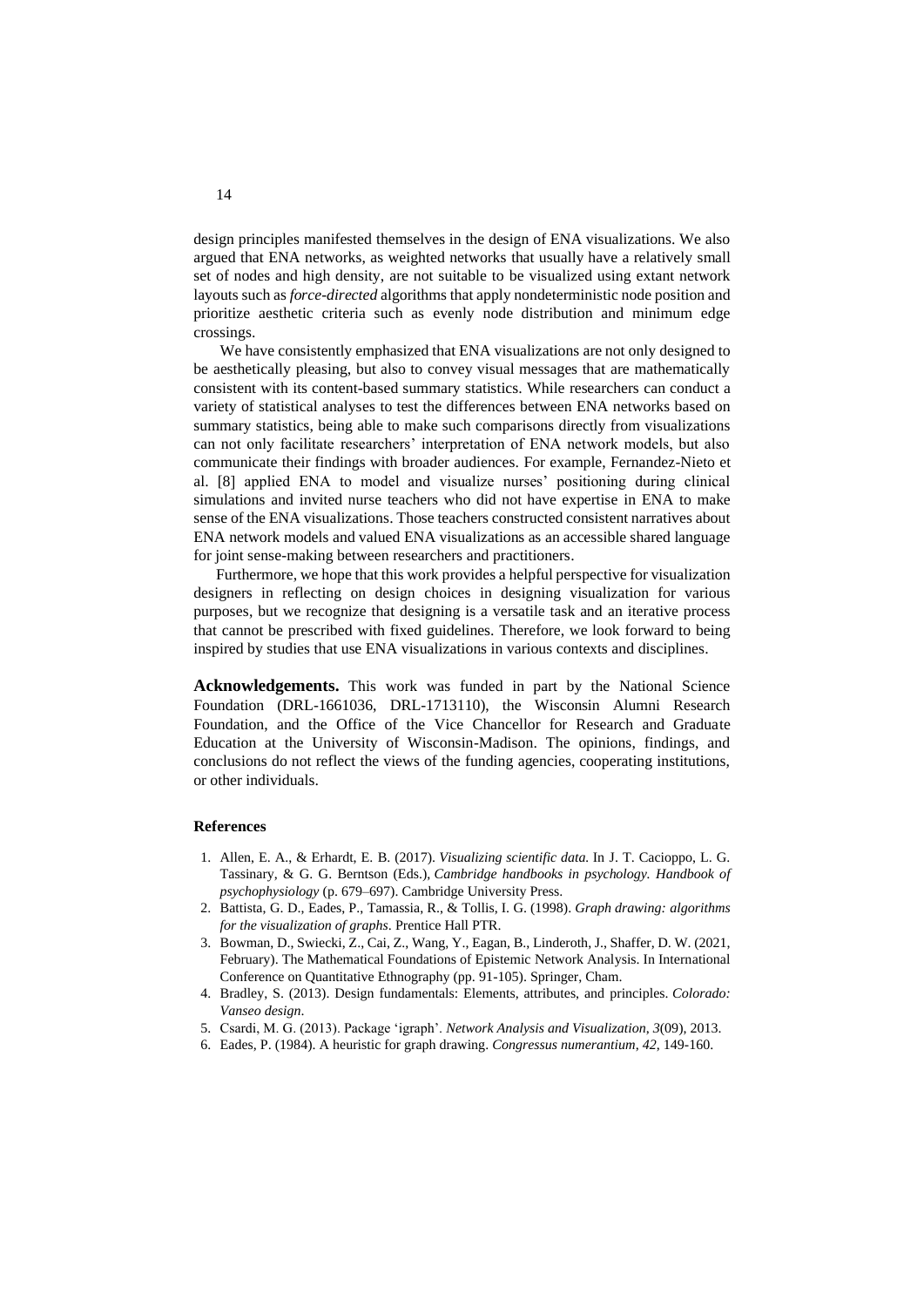design principles manifested themselves in the design of ENA visualizations. We also argued that ENA networks, as weighted networks that usually have a relatively small set of nodes and high density, are not suitable to be visualized using extant network layouts such as *force-directed* algorithms that apply nondeterministic node position and prioritize aesthetic criteria such as evenly node distribution and minimum edge crossings.

We have consistently emphasized that ENA visualizations are not only designed to be aesthetically pleasing, but also to convey visual messages that are mathematically consistent with its content-based summary statistics. While researchers can conduct a variety of statistical analyses to test the differences between ENA networks based on summary statistics, being able to make such comparisons directly from visualizations can not only facilitate researchers' interpretation of ENA network models, but also communicate their findings with broader audiences. For example, Fernandez-Nieto et al. [8] applied ENA to model and visualize nurses' positioning during clinical simulations and invited nurse teachers who did not have expertise in ENA to make sense of the ENA visualizations. Those teachers constructed consistent narratives about ENA network models and valued ENA visualizations as an accessible shared language for joint sense-making between researchers and practitioners.

Furthermore, we hope that this work provides a helpful perspective for visualization designers in reflecting on design choices in designing visualization for various purposes, but we recognize that designing is a versatile task and an iterative process that cannot be prescribed with fixed guidelines. Therefore, we look forward to being inspired by studies that use ENA visualizations in various contexts and disciplines.

**Acknowledgements.** This work was funded in part by the National Science Foundation (DRL-1661036, DRL-1713110), the Wisconsin Alumni Research Foundation, and the Office of the Vice Chancellor for Research and Graduate Education at the University of Wisconsin-Madison. The opinions, findings, and conclusions do not reflect the views of the funding agencies, cooperating institutions, or other individuals.

### References

1. Allen, E. A., & Erhardt, E. B. (2017). *Visualizing scientific data.* In J. T. Cacioppo, L. G. Tassinary, & G. G. Berntson (Eds.), *Cambridge handbooks in psychology. Handbook of psychophysiology* (p. 679–697). Cambridge University Press.
2. Battista, G. D., Eades, P., Tamassia, R., & Tollis, I. G. (1998). *Graph drawing: algorithms for the visualization of graphs*. Prentice Hall PTR.
3. Bowman, D., Swiecki, Z., Cai, Z., Wang, Y., Eagan, B., Linderoth, J., Shaffer, D. W. (2021, February). The Mathematical Foundations of Epistemic Network Analysis. In International Conference on Quantitative Ethnography (pp. 91-105). Springer, Cham.
4. Bradley, S. (2013). Design fundamentals: Elements, attributes, and principles. *Colorado: Vanseo design*.
5. Csardi, M. G. (2013). Package 'igraph'. *Network Analysis and Visualization, 3*(09), 2013.
6. Eades, P. (1984). A heuristic for graph drawing. *Congressus numerantium*, *42*, 149-160.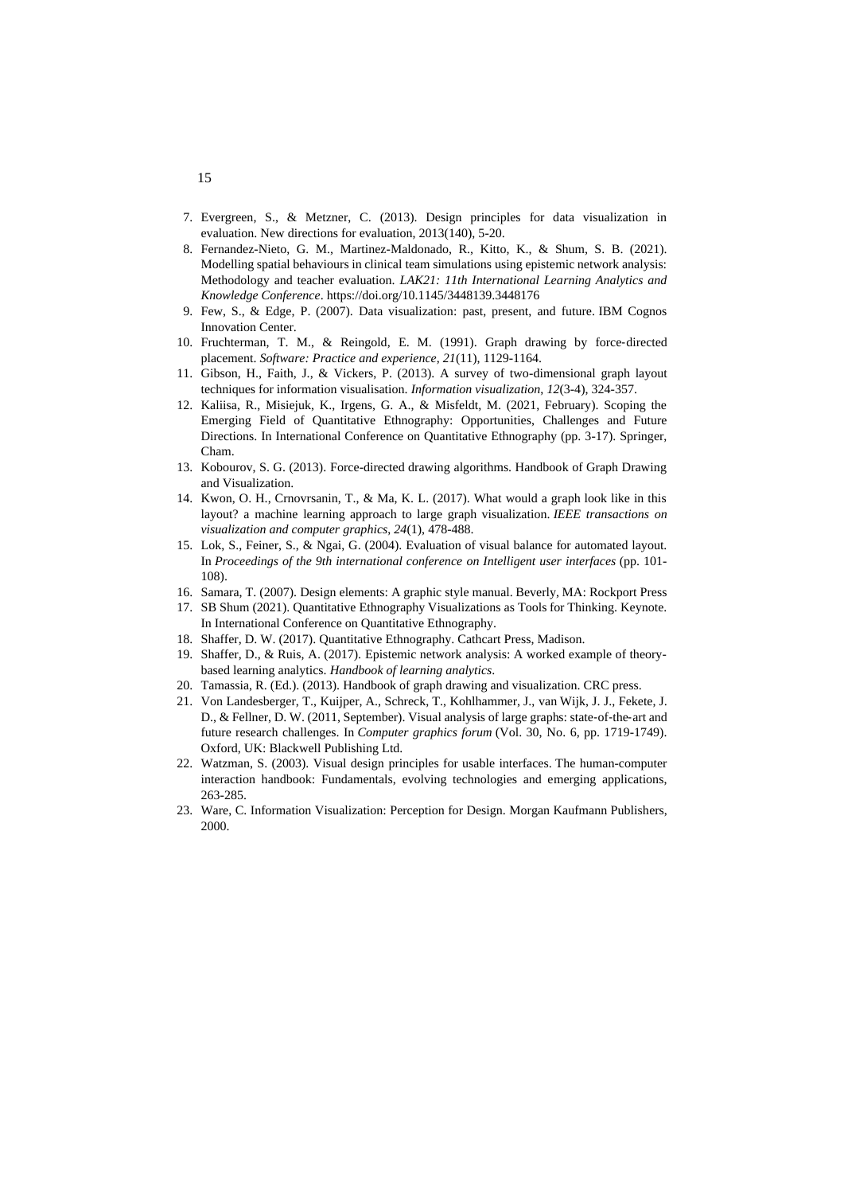7. Evergreen, S., & Metzner, C. (2013). Design principles for data visualization in evaluation. New directions for evaluation, 2013(140), 5-20.
8. Fernandez-Nieto, G. M., Martinez-Maldonado, R., Kitto, K., & Shum, S. B. (2021). Modelling spatial behaviours in clinical team simulations using epistemic network analysis: Methodology and teacher evaluation. *LAK21: 11th International Learning Analytics and Knowledge Conference*. https://doi.org/10.1145/3448139.3448176
9. Few, S., & Edge, P. (2007). Data visualization: past, present, and future. IBM Cognos Innovation Center.
10. Fruchterman, T. M., & Reingold, E. M. (1991). Graph drawing by force‐directed placement. *Software: Practice and experience*, *21*(11), 1129-1164.
11. Gibson, H., Faith, J., & Vickers, P. (2013). A survey of two-dimensional graph layout techniques for information visualisation. *Information visualization*, *12*(3-4), 324-357.
12. Kaliisa, R., Misiejuk, K., Irgens, G. A., & Misfeldt, M. (2021, February). Scoping the Emerging Field of Quantitative Ethnography: Opportunities, Challenges and Future Directions. In International Conference on Quantitative Ethnography (pp. 3-17). Springer, Cham.
13. Kobourov, S. G. (2013). Force-directed drawing algorithms. Handbook of Graph Drawing and Visualization.
14. Kwon, O. H., Crnovrsanin, T., & Ma, K. L. (2017). What would a graph look like in this layout? a machine learning approach to large graph visualization. *IEEE transactions on visualization and computer graphics*, *24*(1), 478-488.
15. Lok, S., Feiner, S., & Ngai, G. (2004). Evaluation of visual balance for automated layout. In *Proceedings of the 9th international conference on Intelligent user interfaces* (pp. 101-108).
16. Samara, T. (2007). Design elements: A graphic style manual. Beverly, MA: Rockport Press
17. SB Shum (2021). Quantitative Ethnography Visualizations as Tools for Thinking. Keynote. In International Conference on Quantitative Ethnography.
18. Shaffer, D. W. (2017). Quantitative Ethnography. Cathcart Press, Madison.
19. Shaffer, D., & Ruis, A. (2017). Epistemic network analysis: A worked example of theory-based learning analytics. *Handbook of learning analytics*.
20. Tamassia, R. (Ed.). (2013). Handbook of graph drawing and visualization. CRC press.
21. Von Landesberger, T., Kuijper, A., Schreck, T., Kohlhammer, J., van Wijk, J. J., Fekete, J. D., & Fellner, D. W. (2011, September). Visual analysis of large graphs: state‐of‐the‐art and future research challenges. In *Computer graphics forum* (Vol. 30, No. 6, pp. 1719-1749). Oxford, UK: Blackwell Publishing Ltd.
22. Watzman, S. (2003). Visual design principles for usable interfaces. The human-computer interaction handbook: Fundamentals, evolving technologies and emerging applications, 263-285.
23. Ware, C. Information Visualization: Perception for Design. Morgan Kaufmann Publishers, 2000.